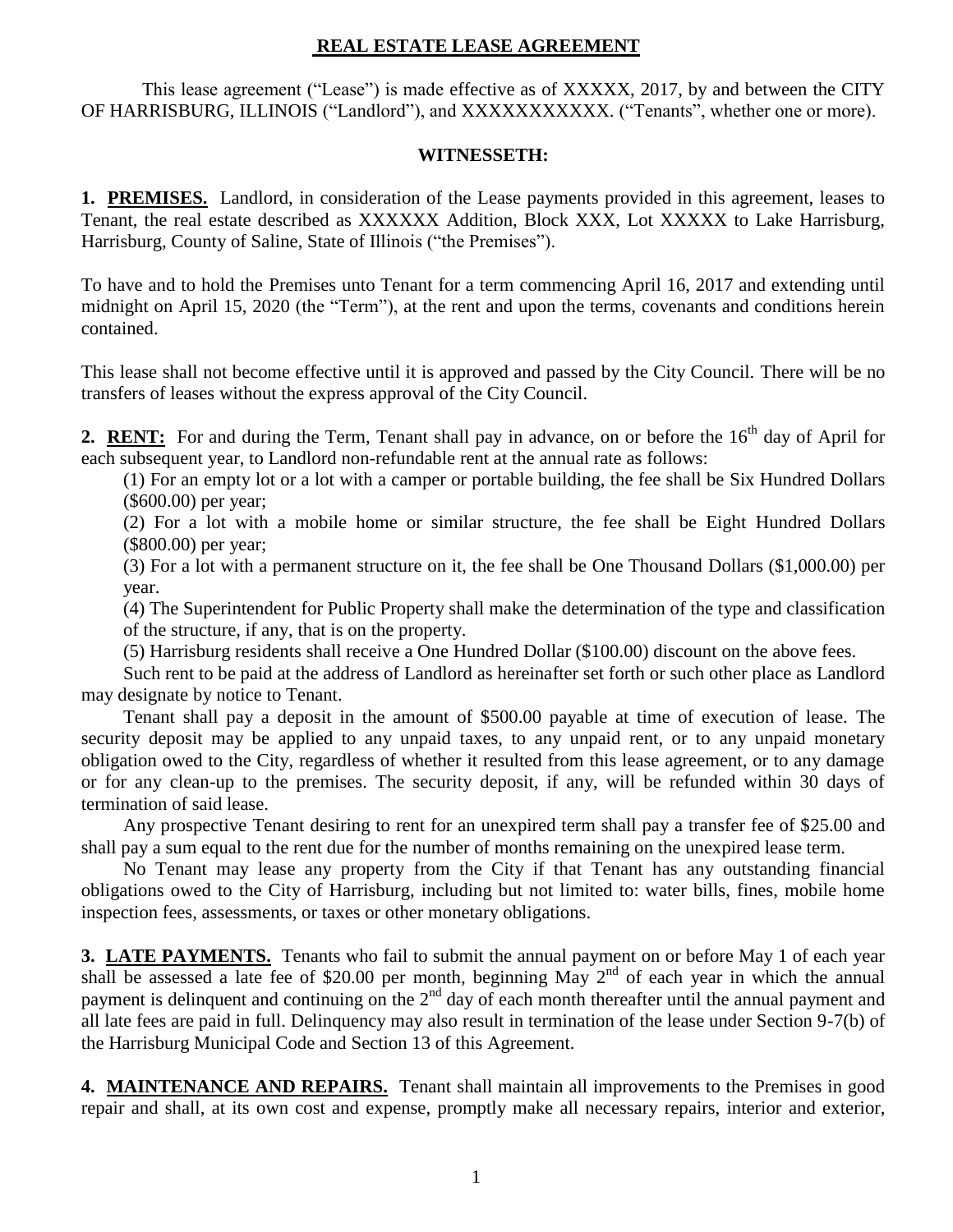# REAL ESTATE LEASE AGREEMENT

This lease agreement ("Lease") is made effective as of XXXXX, 2017, by and between the CITY OF HARRISBURG, ILLINOIS ("Landlord"), and XXXXXXXXXXX. ("Tenants", whether one or more).

## WITNESSETH:

**1. PREMISES.** Landlord, in consideration of the Lease payments provided in this agreement, leases to Tenant, the real estate described as XXXXXX Addition, Block XXX, Lot XXXXX to Lake Harrisburg, Harrisburg, County of Saline, State of Illinois ("the Premises").

To have and to hold the Premises unto Tenant for a term commencing April 16, 2017 and extending until midnight on April 15, 2020 (the "Term"), at the rent and upon the terms, covenants and conditions herein contained.

This lease shall not become effective until it is approved and passed by the City Council. There will be no transfers of leases without the express approval of the City Council.

**2. RENT:** For and during the Term, Tenant shall pay in advance, on or before the 16th day of April for each subsequent year, to Landlord non-refundable rent at the annual rate as follows:

(1) For an empty lot or a lot with a camper or portable building, the fee shall be Six Hundred Dollars ($600.00) per year;

(2) For a lot with a mobile home or similar structure, the fee shall be Eight Hundred Dollars ($800.00) per year;

(3) For a lot with a permanent structure on it, the fee shall be One Thousand Dollars ($1,000.00) per year.

(4) The Superintendent for Public Property shall make the determination of the type and classification of the structure, if any, that is on the property.

(5) Harrisburg residents shall receive a One Hundred Dollar ($100.00) discount on the above fees.

Such rent to be paid at the address of Landlord as hereinafter set forth or such other place as Landlord may designate by notice to Tenant.

Tenant shall pay a deposit in the amount of $500.00 payable at time of execution of lease. The security deposit may be applied to any unpaid taxes, to any unpaid rent, or to any unpaid monetary obligation owed to the City, regardless of whether it resulted from this lease agreement, or to any damage or for any clean-up to the premises. The security deposit, if any, will be refunded within 30 days of termination of said lease.

Any prospective Tenant desiring to rent for an unexpired term shall pay a transfer fee of $25.00 and shall pay a sum equal to the rent due for the number of months remaining on the unexpired lease term.

No Tenant may lease any property from the City if that Tenant has any outstanding financial obligations owed to the City of Harrisburg, including but not limited to: water bills, fines, mobile home inspection fees, assessments, or taxes or other monetary obligations.

**3. LATE PAYMENTS.** Tenants who fail to submit the annual payment on or before May 1 of each year shall be assessed a late fee of $20.00 per month, beginning May 2nd of each year in which the annual payment is delinquent and continuing on the 2nd day of each month thereafter until the annual payment and all late fees are paid in full. Delinquency may also result in termination of the lease under Section 9-7(b) of the Harrisburg Municipal Code and Section 13 of this Agreement.

**4. MAINTENANCE AND REPAIRS.** Tenant shall maintain all improvements to the Premises in good repair and shall, at its own cost and expense, promptly make all necessary repairs, interior and exterior,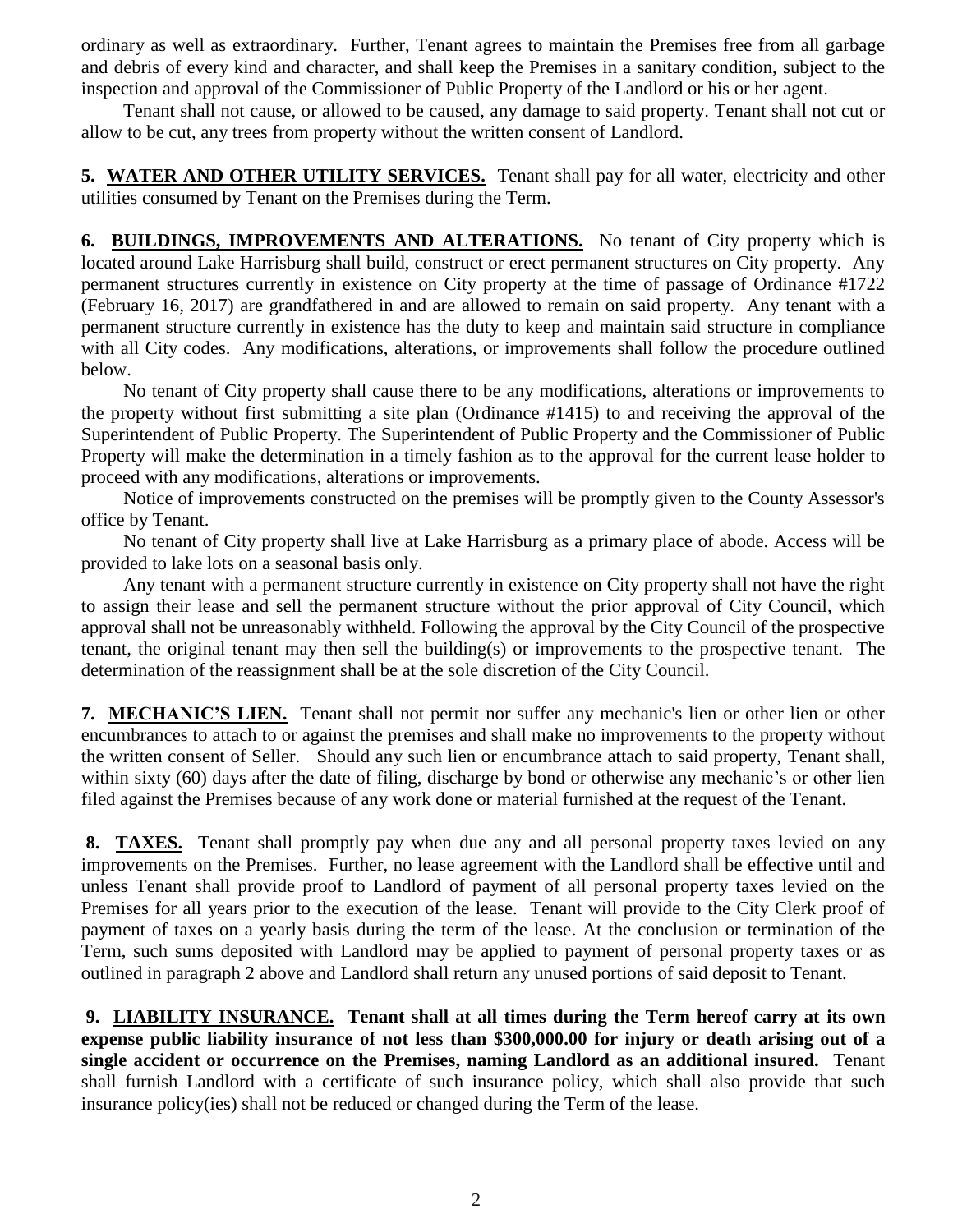ordinary as well as extraordinary. Further, Tenant agrees to maintain the Premises free from all garbage and debris of every kind and character, and shall keep the Premises in a sanitary condition, subject to the inspection and approval of the Commissioner of Public Property of the Landlord or his or her agent.

Tenant shall not cause, or allowed to be caused, any damage to said property. Tenant shall not cut or allow to be cut, any trees from property without the written consent of Landlord.

**5. WATER AND OTHER UTILITY SERVICES.** Tenant shall pay for all water, electricity and other utilities consumed by Tenant on the Premises during the Term.

**6. BUILDINGS, IMPROVEMENTS AND ALTERATIONS.** No tenant of City property which is located around Lake Harrisburg shall build, construct or erect permanent structures on City property. Any permanent structures currently in existence on City property at the time of passage of Ordinance #1722 (February 16, 2017) are grandfathered in and are allowed to remain on said property. Any tenant with a permanent structure currently in existence has the duty to keep and maintain said structure in compliance with all City codes. Any modifications, alterations, or improvements shall follow the procedure outlined below.

No tenant of City property shall cause there to be any modifications, alterations or improvements to the property without first submitting a site plan (Ordinance #1415) to and receiving the approval of the Superintendent of Public Property. The Superintendent of Public Property and the Commissioner of Public Property will make the determination in a timely fashion as to the approval for the current lease holder to proceed with any modifications, alterations or improvements.

Notice of improvements constructed on the premises will be promptly given to the County Assessor's office by Tenant.

No tenant of City property shall live at Lake Harrisburg as a primary place of abode. Access will be provided to lake lots on a seasonal basis only.

Any tenant with a permanent structure currently in existence on City property shall not have the right to assign their lease and sell the permanent structure without the prior approval of City Council, which approval shall not be unreasonably withheld. Following the approval by the City Council of the prospective tenant, the original tenant may then sell the building(s) or improvements to the prospective tenant. The determination of the reassignment shall be at the sole discretion of the City Council.

**7. MECHANIC'S LIEN.** Tenant shall not permit nor suffer any mechanic's lien or other lien or other encumbrances to attach to or against the premises and shall make no improvements to the property without the written consent of Seller. Should any such lien or encumbrance attach to said property, Tenant shall, within sixty (60) days after the date of filing, discharge by bond or otherwise any mechanic's or other lien filed against the Premises because of any work done or material furnished at the request of the Tenant.

**8. TAXES.** Tenant shall promptly pay when due any and all personal property taxes levied on any improvements on the Premises. Further, no lease agreement with the Landlord shall be effective until and unless Tenant shall provide proof to Landlord of payment of all personal property taxes levied on the Premises for all years prior to the execution of the lease. Tenant will provide to the City Clerk proof of payment of taxes on a yearly basis during the term of the lease. At the conclusion or termination of the Term, such sums deposited with Landlord may be applied to payment of personal property taxes or as outlined in paragraph 2 above and Landlord shall return any unused portions of said deposit to Tenant.

**9. LIABILITY INSURANCE. Tenant shall at all times during the Term hereof carry at its own expense public liability insurance of not less than $300,000.00 for injury or death arising out of a single accident or occurrence on the Premises, naming Landlord as an additional insured.** Tenant shall furnish Landlord with a certificate of such insurance policy, which shall also provide that such insurance policy(ies) shall not be reduced or changed during the Term of the lease.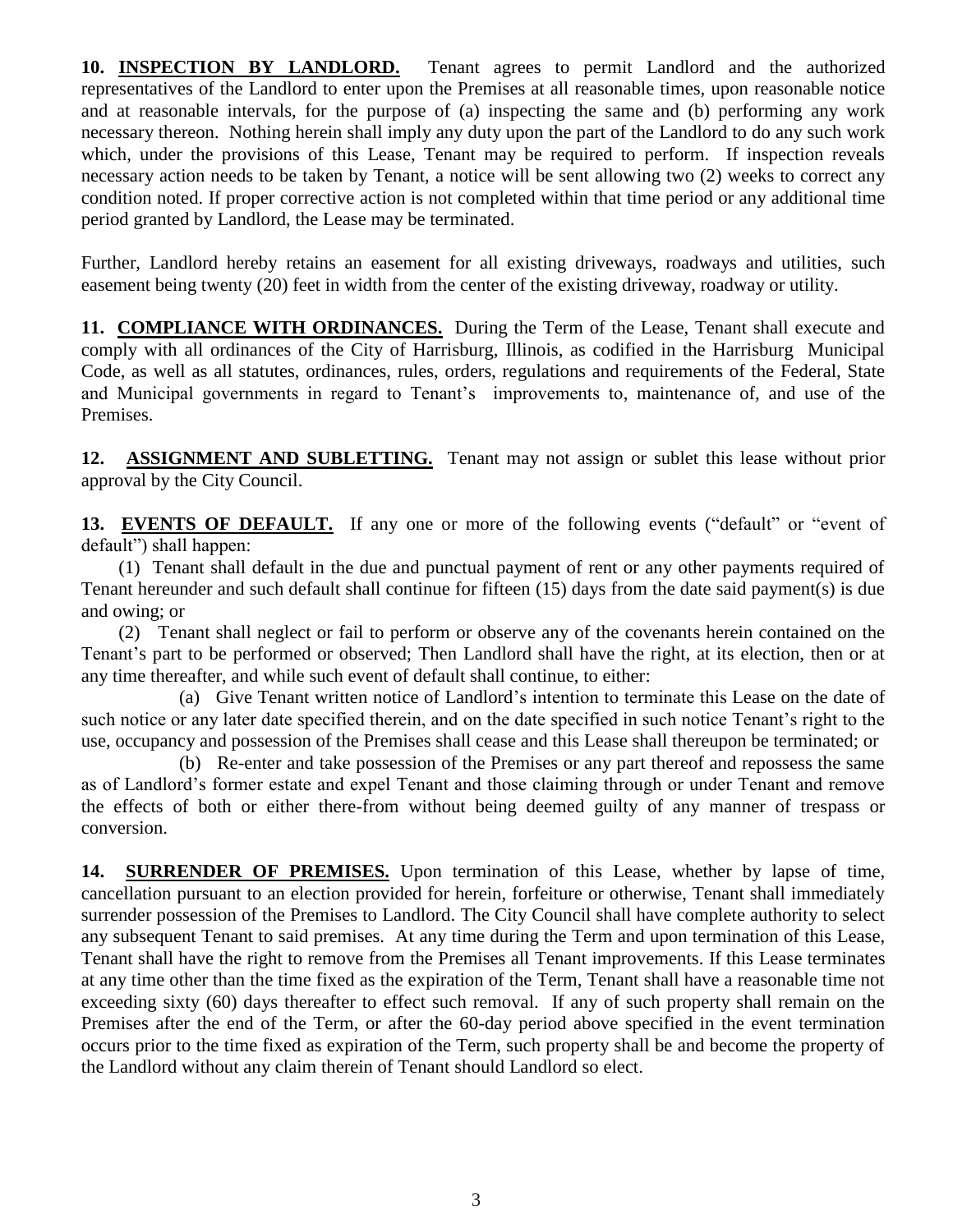**10. <u>INSPECTION BY LANDLORD.</u>** Tenant agrees to permit Landlord and the authorized representatives of the Landlord to enter upon the Premises at all reasonable times, upon reasonable notice and at reasonable intervals, for the purpose of (a) inspecting the same and (b) performing any work necessary thereon. Nothing herein shall imply any duty upon the part of the Landlord to do any such work which, under the provisions of this Lease, Tenant may be required to perform. If inspection reveals necessary action needs to be taken by Tenant, a notice will be sent allowing two (2) weeks to correct any condition noted. If proper corrective action is not completed within that time period or any additional time period granted by Landlord, the Lease may be terminated.

Further, Landlord hereby retains an easement for all existing driveways, roadways and utilities, such easement being twenty (20) feet in width from the center of the existing driveway, roadway or utility.

**11. <u>COMPLIANCE WITH ORDINANCES.</u>** During the Term of the Lease, Tenant shall execute and comply with all ordinances of the City of Harrisburg, Illinois, as codified in the Harrisburg Municipal Code, as well as all statutes, ordinances, rules, orders, regulations and requirements of the Federal, State and Municipal governments in regard to Tenant's improvements to, maintenance of, and use of the Premises.

**12. <u>ASSIGNMENT AND SUBLETTING.</u>** Tenant may not assign or sublet this lease without prior approval by the City Council.

**13. <u>EVENTS OF DEFAULT.</u>** If any one or more of the following events ("default" or "event of default") shall happen:

(1) Tenant shall default in the due and punctual payment of rent or any other payments required of Tenant hereunder and such default shall continue for fifteen (15) days from the date said payment(s) is due and owing; or

(2) Tenant shall neglect or fail to perform or observe any of the covenants herein contained on the Tenant's part to be performed or observed; Then Landlord shall have the right, at its election, then or at any time thereafter, and while such event of default shall continue, to either:

(a) Give Tenant written notice of Landlord's intention to terminate this Lease on the date of such notice or any later date specified therein, and on the date specified in such notice Tenant's right to the use, occupancy and possession of the Premises shall cease and this Lease shall thereupon be terminated; or

(b) Re-enter and take possession of the Premises or any part thereof and repossess the same as of Landlord's former estate and expel Tenant and those claiming through or under Tenant and remove the effects of both or either there-from without being deemed guilty of any manner of trespass or conversion.

**14. <u>SURRENDER OF PREMISES.</u>** Upon termination of this Lease, whether by lapse of time, cancellation pursuant to an election provided for herein, forfeiture or otherwise, Tenant shall immediately surrender possession of the Premises to Landlord. The City Council shall have complete authority to select any subsequent Tenant to said premises. At any time during the Term and upon termination of this Lease, Tenant shall have the right to remove from the Premises all Tenant improvements. If this Lease terminates at any time other than the time fixed as the expiration of the Term, Tenant shall have a reasonable time not exceeding sixty (60) days thereafter to effect such removal. If any of such property shall remain on the Premises after the end of the Term, or after the 60-day period above specified in the event termination occurs prior to the time fixed as expiration of the Term, such property shall be and become the property of the Landlord without any claim therein of Tenant should Landlord so elect.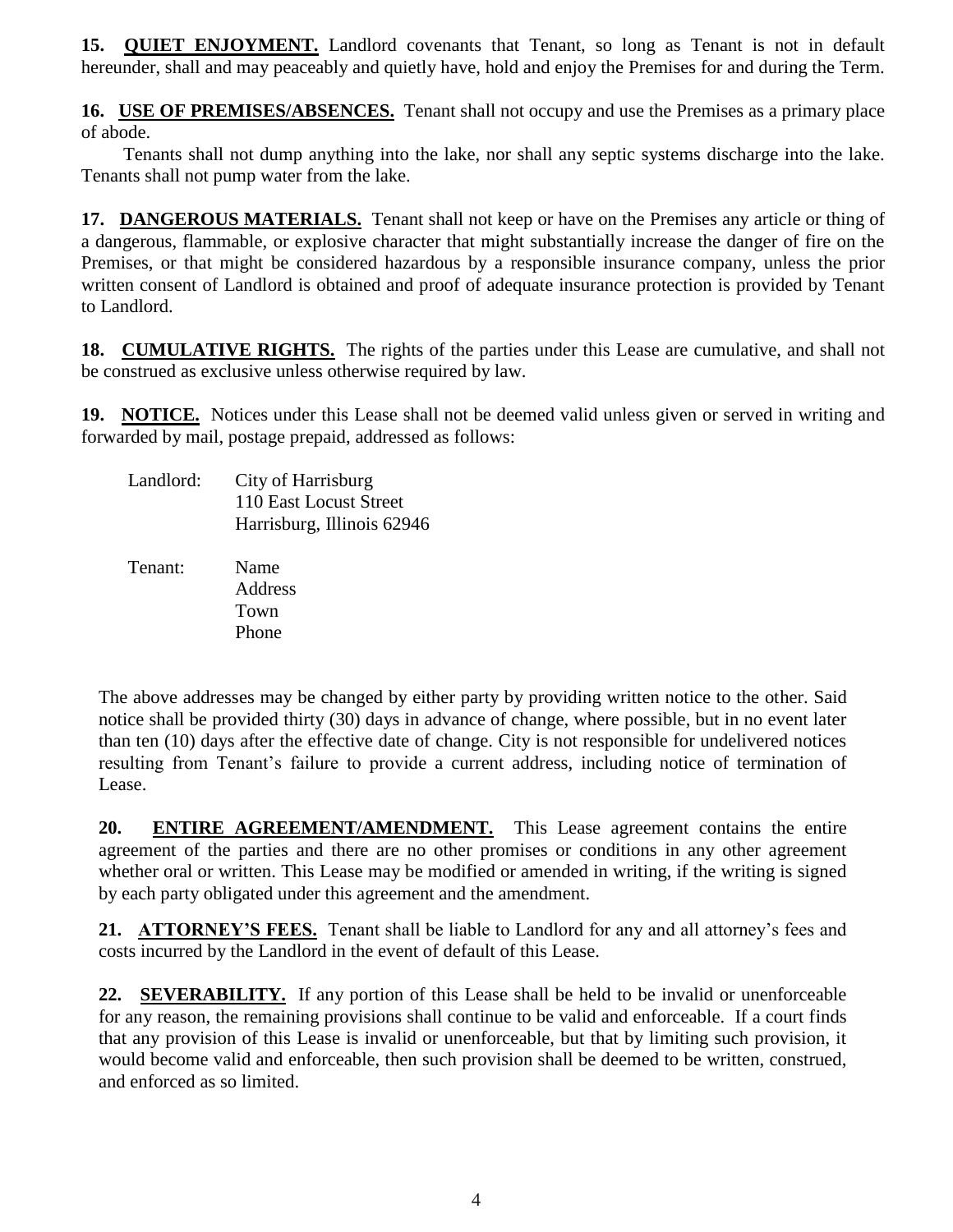**15. QUIET ENJOYMENT.** Landlord covenants that Tenant, so long as Tenant is not in default hereunder, shall and may peaceably and quietly have, hold and enjoy the Premises for and during the Term.

**16. USE OF PREMISES/ABSENCES.** Tenant shall not occupy and use the Premises as a primary place of abode.

Tenants shall not dump anything into the lake, nor shall any septic systems discharge into the lake. Tenants shall not pump water from the lake.

**17. DANGEROUS MATERIALS.** Tenant shall not keep or have on the Premises any article or thing of a dangerous, flammable, or explosive character that might substantially increase the danger of fire on the Premises, or that might be considered hazardous by a responsible insurance company, unless the prior written consent of Landlord is obtained and proof of adequate insurance protection is provided by Tenant to Landlord.

**18. CUMULATIVE RIGHTS.** The rights of the parties under this Lease are cumulative, and shall not be construed as exclusive unless otherwise required by law.

**19. NOTICE.** Notices under this Lease shall not be deemed valid unless given or served in writing and forwarded by mail, postage prepaid, addressed as follows:

Landlord: City of Harrisburg
110 East Locust Street
Harrisburg, Illinois 62946

Tenant: Name
Address
Town
Phone

The above addresses may be changed by either party by providing written notice to the other. Said notice shall be provided thirty (30) days in advance of change, where possible, but in no event later than ten (10) days after the effective date of change. City is not responsible for undelivered notices resulting from Tenant's failure to provide a current address, including notice of termination of Lease.

**20. ENTIRE AGREEMENT/AMENDMENT.** This Lease agreement contains the entire agreement of the parties and there are no other promises or conditions in any other agreement whether oral or written. This Lease may be modified or amended in writing, if the writing is signed by each party obligated under this agreement and the amendment.

**21. ATTORNEY'S FEES.** Tenant shall be liable to Landlord for any and all attorney's fees and costs incurred by the Landlord in the event of default of this Lease.

**22. SEVERABILITY.** If any portion of this Lease shall be held to be invalid or unenforceable for any reason, the remaining provisions shall continue to be valid and enforceable. If a court finds that any provision of this Lease is invalid or unenforceable, but that by limiting such provision, it would become valid and enforceable, then such provision shall be deemed to be written, construed, and enforced as so limited.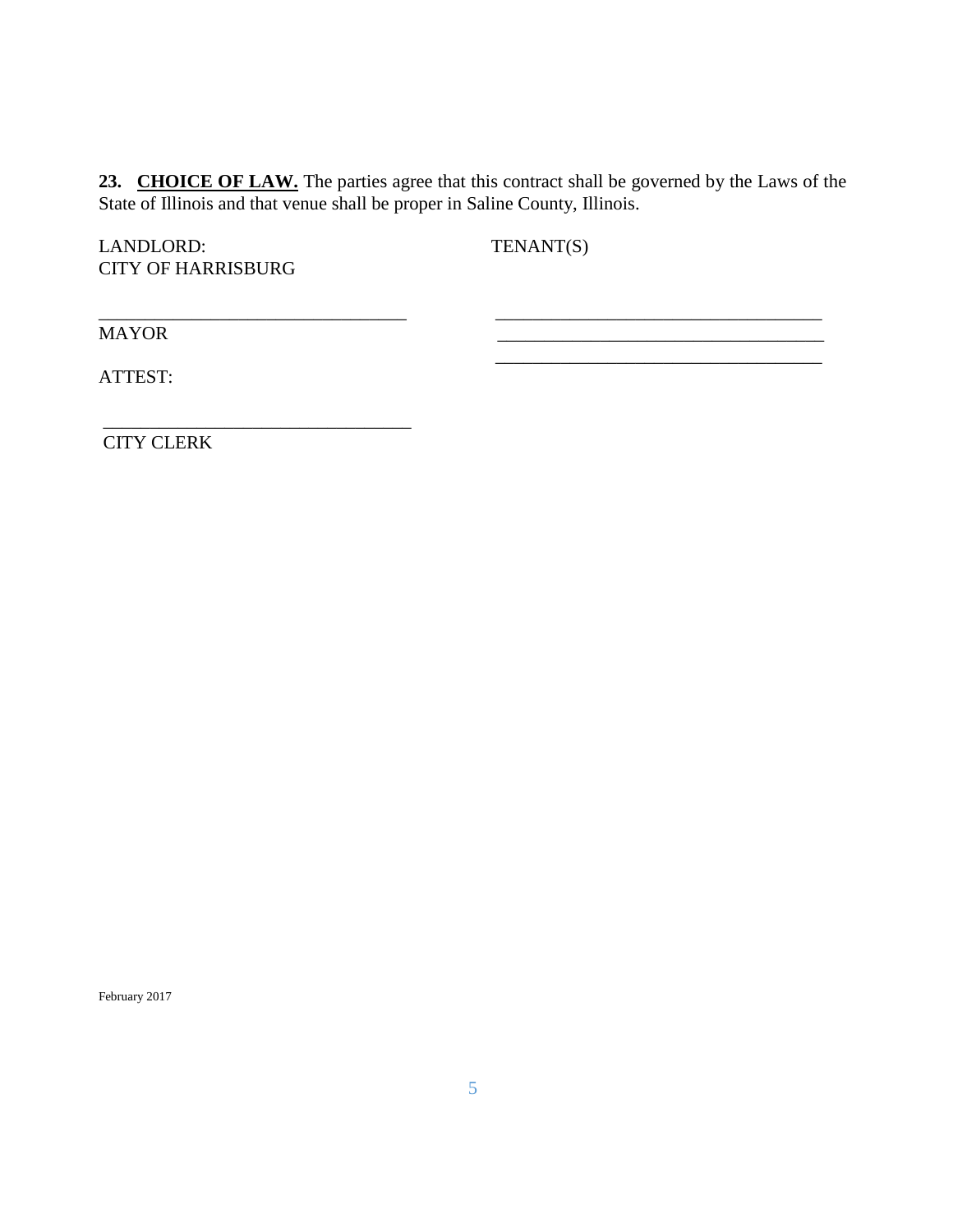**23. CHOICE OF LAW.** The parties agree that this contract shall be governed by the Laws of the State of Illinois and that venue shall be proper in Saline County, Illinois.

| LANDLORD: CITY OF HARRISBURG | TENANT(S) |
|---|---|
| _________________________________ | ___________________________________ |
| MAYOR | ___________________________________ |
| | ___________________________________ |
| ATTEST: | |
| _________________________________ | |
| CITY CLERK | |

February 2017